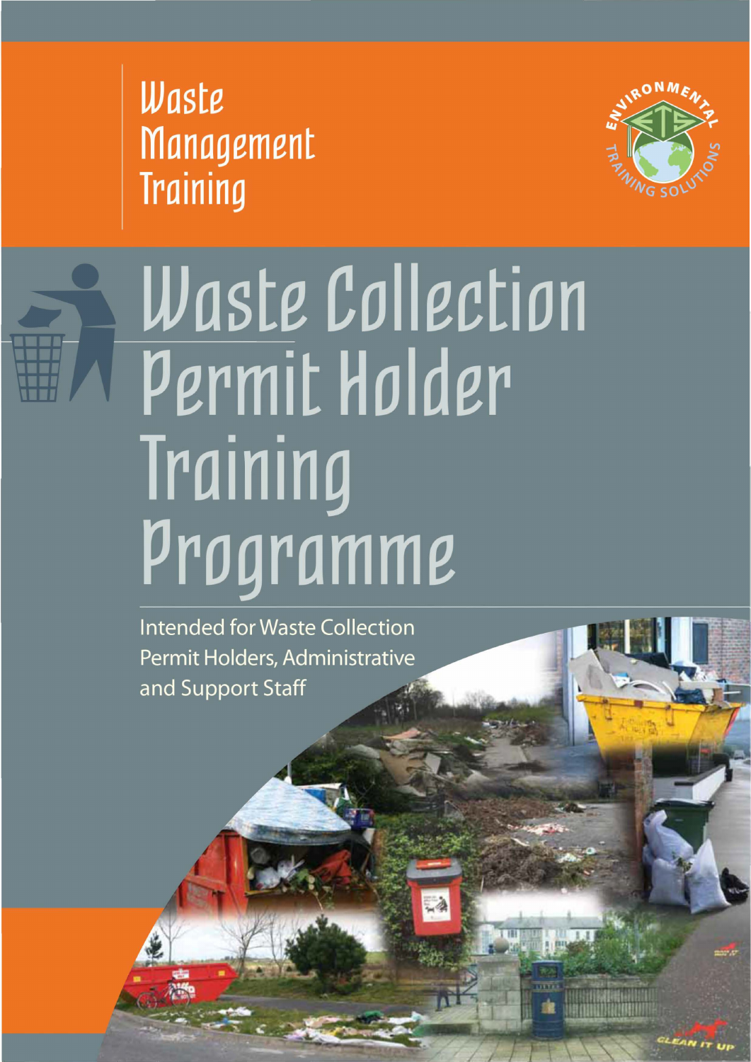Waste Management Training

# Waste Collection Permit Holder Training Programme

Intended for Waste Collection Permit Holders, Administrative and Support Staff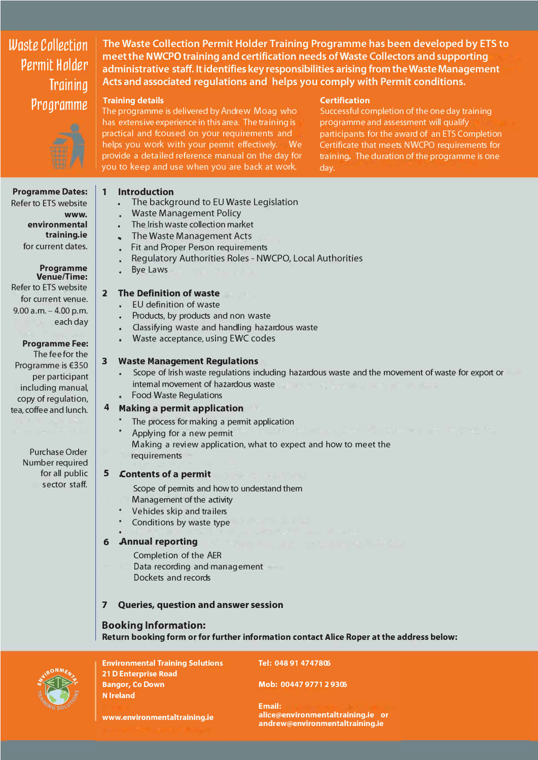# Waste Collection Permit Holder Training Programme

**The Waste Collection Permit Holder Training Programme has been developed by ETS to meet the NWCPO training and certification needs of Waste Collectors and supporting administrative staff. It identifies key responsibilities arising from the Waste Management Acts and associated regulations and helps you comply with Permit conditions.**

**Training details**

The programme is delivered by Andrew Moag who has extensive experience in this area. The training is practical and fcoused on your requirements and helps you work with your permit effectively. We provide a detailed reference manual on the day for you to keep and use when you are back at work.

**Certification**

Successful completion of the one day training programme and assessment will qualify participants for the award of an ETS Completion Certificate that meets NWCPO requirements for training. The duration of the programme is one day.

**Programme Dates:** Refer to ETS website **www. environmental training.ie** for current dates.

**Programme Venue/Time:** Refer to ETS website for current venue. 9.00 a.m. – 4.00 p.m. each day

**Programme Fee:** The fee for the Programme is €350 per participant including manual, copy of regulation, tea, coffee and lunch.

Purchase Order Number required for all public sector staff.

## 1 Introduction

- The background to EU Waste Legislation
- Waste Management Policy
- The Irish waste collection market
- The Waste Management Acts
- Fit and Proper Person requirements
- Regulatory Authorities Roles - NWCPO, Local Authorities
- Bye Laws

## 2 The Definition of waste

- EU definition of waste
- Products, by products and non waste
- Classifying waste and handling hazardous waste
- Waste acceptance, using EWC codes

## 3 Waste Management Regulations

- Scope of Irish waste regulations including hazardous waste and the movement of waste for export or internal movement of hazardous waste
- Food Waste Regulations

## 4 Making a permit application

- The process for making a permit application
- Applying for a new permit
- Making a review application, what to expect and how to meet the requirements

## 5 Contents of a permit

- Scope of permits and how to understand them
- Management of the activity
- Vehicles skip and trailers
- Conditions by waste type

## 6 Annual reporting

- Completion of the AER
- Data recording and management
- Dockets and records

## 7 Queries, question and answer session

## Booking Information:

**Return booking form or for further information contact Alice Roper at the address below:**

**Environmental Training Solutions**
**21 D Enterprise Road**
**Bangor, Co Down**
**N Ireland**

**www.environmentaltraining.ie**

**Tel: 048 91 474780**

**Mob: 00447 9771 2 9306**

**Email:**
**alice@environmentaltraining.ie or andrew@environmentaltraining.ie**